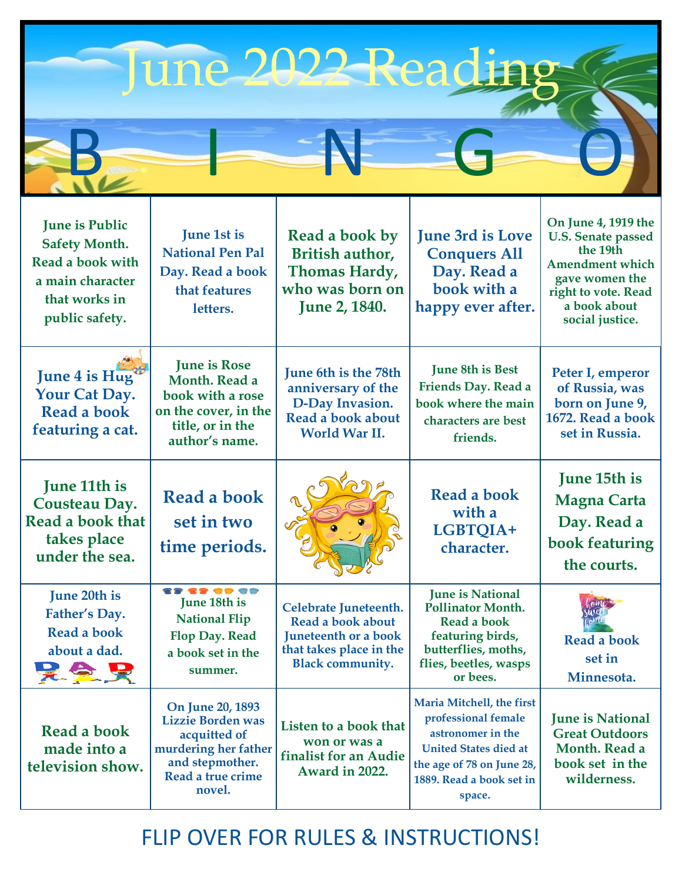# June 2022 Reading

| B | I | N | G | O |
| --- | --- | --- | --- | --- |
| June is Public Safety Month. Read a book with a main character that works in public safety. | June 1st is National Pen Pal Day. Read a book that features letters. | Read a book by British author, Thomas Hardy, who was born on June 2, 1840. | June 3rd is Love Conquers All Day. Read a book with a happy ever after. | On June 4, 1919 the U.S. Senate passed the 19th Amendment which gave women the right to vote. Read a book about social justice. |
| June 4 is Hug Your Cat Day. Read a book featuring a cat. | June is Rose Month. Read a book with a rose on the cover, in the title, or in the author's name. | June 6th is the 78th anniversary of the D-Day Invasion. Read a book about World War II. | June 8th is Best Friends Day. Read a book where the main characters are best friends. | Peter I, emperor of Russia, was born on June 9, 1672. Read a book set in Russia. |
| June 11th is Cousteau Day. Read a book that takes place under the sea. | Read a book set in two time periods. | | Read a book with a LGBTQIA+ character. | June 15th is Magna Carta Day. Read a book featuring the courts. |
| June 20th is Father's Day. Read a book about a dad. | June 18th is National Flip Flop Day. Read a book set in the summer. | Celebrate Juneteenth. Read a book about Juneteenth or a book that takes place in the Black community. | June is National Pollinator Month. Read a book featuring birds, butterflies, moths, flies, beetles, wasps or bees. | Read a book set in Minnesota. |
| Read a book made into a television show. | On June 20, 1893 Lizzie Borden was acquitted of murdering her father and stepmother. Read a true crime novel. | Listen to a book that won or was a finalist for an Audie Award in 2022. | Maria Mitchell, the first professional female astronomer in the United States died at the age of 78 on June 28, 1889. Read a book set in space. | June is National Great Outdoors Month. Read a book set in the wilderness. |

FLIP OVER FOR RULES & INSTRUCTIONS!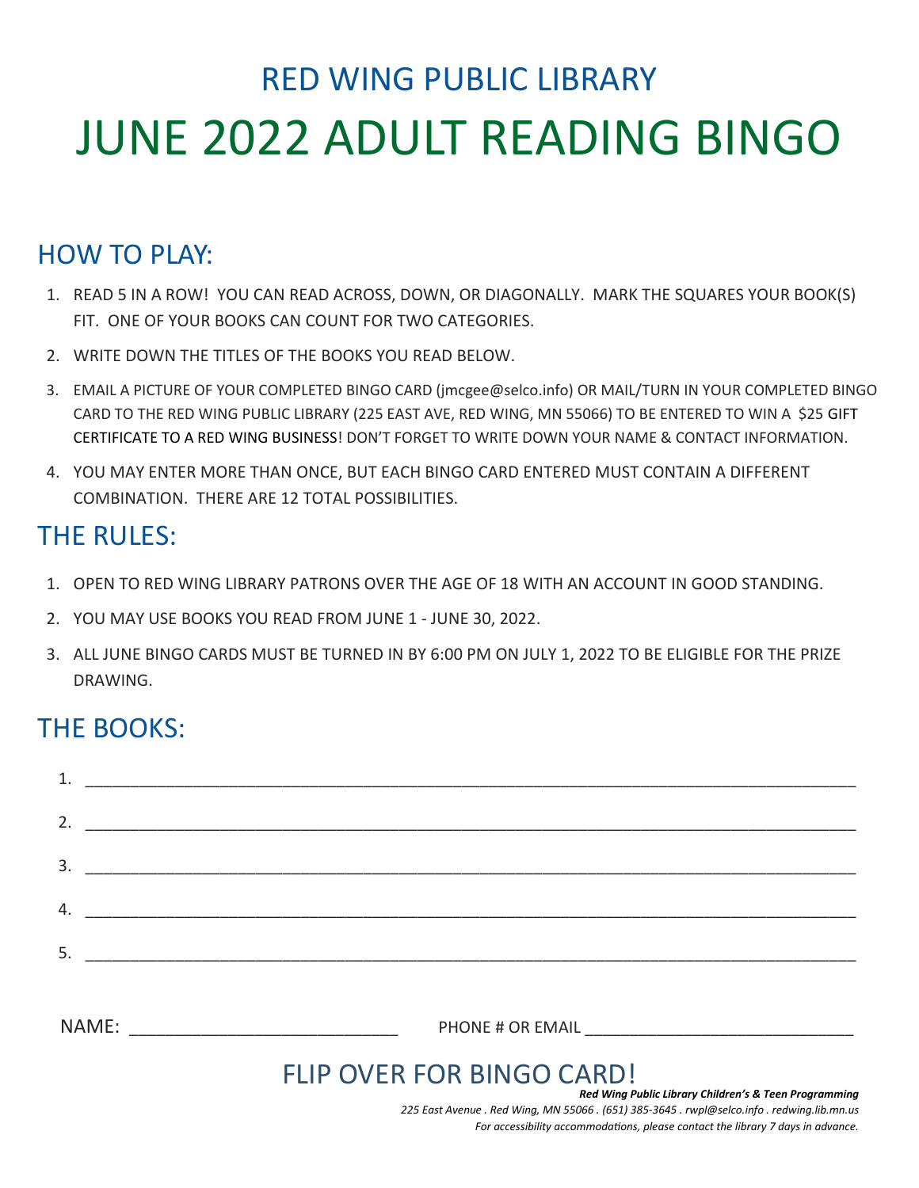# RED WING PUBLIC LIBRARY

# JUNE 2022 ADULT READING BINGO

## HOW TO PLAY:

1. READ 5 IN A ROW! YOU CAN READ ACROSS, DOWN, OR DIAGONALLY. MARK THE SQUARES YOUR BOOK(S) FIT. ONE OF YOUR BOOKS CAN COUNT FOR TWO CATEGORIES.
2. WRITE DOWN THE TITLES OF THE BOOKS YOU READ BELOW.
3. EMAIL A PICTURE OF YOUR COMPLETED BINGO CARD (jmcgee@selco.info) OR MAIL/TURN IN YOUR COMPLETED BINGO CARD TO THE RED WING PUBLIC LIBRARY (225 EAST AVE, RED WING, MN 55066) TO BE ENTERED TO WIN A $25 GIFT CERTIFICATE TO A RED WING BUSINESS! DON'T FORGET TO WRITE DOWN YOUR NAME & CONTACT INFORMATION.
4. YOU MAY ENTER MORE THAN ONCE, BUT EACH BINGO CARD ENTERED MUST CONTAIN A DIFFERENT COMBINATION. THERE ARE 12 TOTAL POSSIBILITIES.

## THE RULES:

1. OPEN TO RED WING LIBRARY PATRONS OVER THE AGE OF 18 WITH AN ACCOUNT IN GOOD STANDING.
2. YOU MAY USE BOOKS YOU READ FROM JUNE 1 - JUNE 30, 2022.
3. ALL JUNE BINGO CARDS MUST BE TURNED IN BY 6:00 PM ON JULY 1, 2022 TO BE ELIGIBLE FOR THE PRIZE DRAWING.

## THE BOOKS:

1. ______________________________________________
2. ______________________________________________
3. ______________________________________________
4. ______________________________________________
5. ______________________________________________

NAME: ____________________________ PHONE # OR EMAIL ____________________________

## FLIP OVER FOR BINGO CARD!

***Red Wing Public Library Children's & Teen Programming***

*225 East Avenue . Red Wing, MN 55066 . (651) 385-3645 . rwpl@selco.info . redwing.lib.mn.us*

*For accessibility accommodations, please contact the library 7 days in advance.*